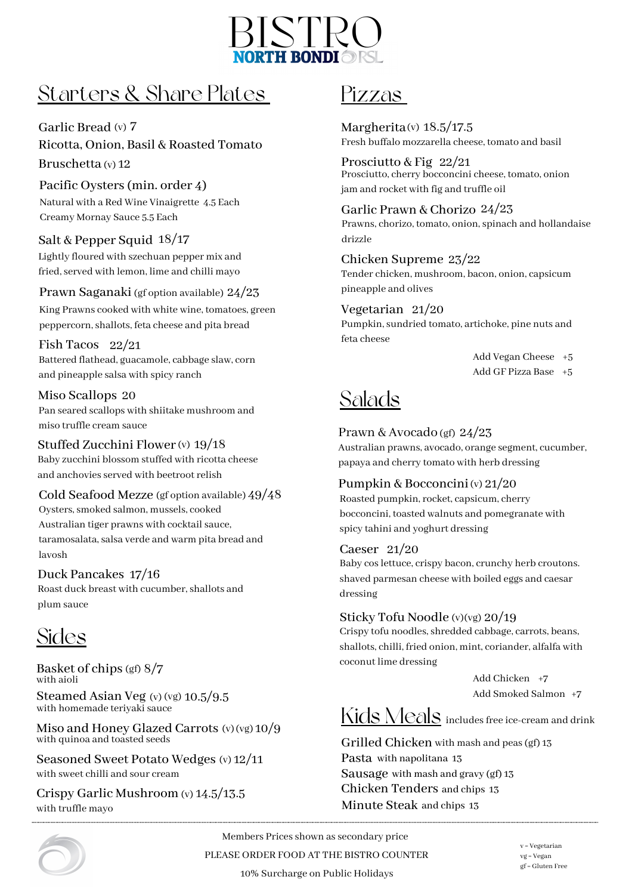# BISTRO
**NORTH BONDI RSL**

## Starters & Share Plates

**Garlic Bread** (v) 7

**Ricotta, Onion, Basil & Roasted Tomato Bruschetta** (v) 12

**Pacific Oysters (min. order 4)**
Natural with a Red Wine Vinaigrette 4.5 Each
Creamy Mornay Sauce 5.5 Each

**Salt & Pepper Squid** 18/17
Lightly floured with szechuan pepper mix and fried, served with lemon, lime and chilli mayo

**Prawn Saganaki** (gf option available) 24/23
King Prawns cooked with white wine, tomatoes, green peppercorn, shallots, feta cheese and pita bread

**Fish Tacos** 22/21
Battered flathead, guacamole, cabbage slaw, corn and pineapple salsa with spicy ranch

**Miso Scallops** 20
Pan seared scallops with shiitake mushroom and miso truffle cream sauce

**Stuffed Zucchini Flower** (v) 19/18
Baby zucchini blossom stuffed with ricotta cheese and anchovies served with beetroot relish

**Cold Seafood Mezze** (gf option available) 49/48
Oysters, smoked salmon, mussels, cooked Australian tiger prawns with cocktail sauce, taramosalata, salsa verde and warm pita bread and lavosh

**Duck Pancakes** 17/16
Roast duck breast with cucumber, shallots and plum sauce

## Sides

**Basket of chips** (gf) 8/7
with aioli

**Steamed Asian Veg** (v) (vg) 10.5/9.5
with homemade teriyaki sauce

**Miso and Honey Glazed Carrots** (v) (vg) 10/9
with quinoa and toasted seeds

**Seasoned Sweet Potato Wedges** (v) 12/11
with sweet chilli and sour cream

**Crispy Garlic Mushroom** (v) 14.5/13.5
with truffle mayo

## Pizzas

**Margherita** (v) 18.5/17.5
Fresh buffalo mozzarella cheese, tomato and basil

**Prosciutto & Fig** 22/21
Prosciutto, cherry bocconcini cheese, tomato, onion jam and rocket with fig and truffle oil

**Garlic Prawn & Chorizo** 24/23
Prawns, chorizo, tomato, onion, spinach and hollandaise drizzle

**Chicken Supreme** 23/22
Tender chicken, mushroom, bacon, onion, capsicum pineapple and olives

**Vegetarian** 21/20
Pumpkin, sundried tomato, artichoke, pine nuts and feta cheese

Add Vegan Cheese +5
Add GF Pizza Base +5

## Salads

**Prawn & Avocado** (gf) 24/23
Australian prawns, avocado, orange segment, cucumber, papaya and cherry tomato with herb dressing

**Pumpkin & Bocconcini** (v) 21/20
Roasted pumpkin, rocket, capsicum, cherry bocconcini, toasted walnuts and pomegranate with spicy tahini and yoghurt dressing

**Caeser** 21/20
Baby cos lettuce, crispy bacon, crunchy herb croutons. shaved parmesan cheese with boiled eggs and caesar dressing

**Sticky Tofu Noodle** (v)(vg) 20/19
Crispy tofu noodles, shredded cabbage, carrots, beans, shallots, chilli, fried onion, mint, coriander, alfalfa with coconut lime dressing

Add Chicken +7
Add Smoked Salmon +7

## Kids Meals
includes free ice-cream and drink

**Grilled Chicken** with mash and peas (gf) 13
**Pasta** with napolitana 13
**Sausage** with mash and gravy (gf) 13
**Chicken Tenders** and chips 13
**Minute Steak** and chips 13

---

Members Prices shown as secondary price

PLEASE ORDER FOOD AT THE BISTRO COUNTER

10% Surcharge on Public Holidays

v = Vegetarian
vg = Vegan
gf = Gluten Free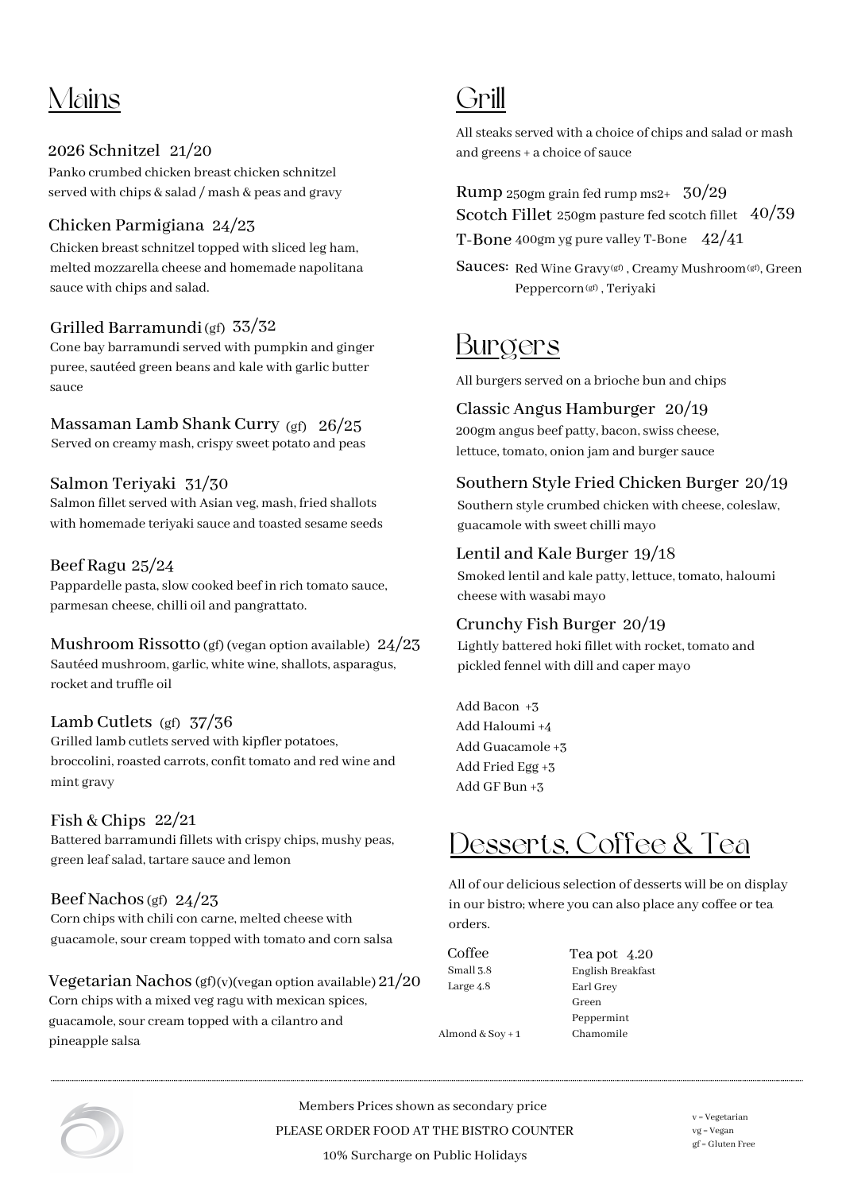# Mains

### 2026 Schnitzel 21/20

Panko crumbed chicken breast chicken schnitzel served with chips & salad / mash & peas and gravy

### Chicken Parmigiana 24/23

Chicken breast schnitzel topped with sliced leg ham, melted mozzarella cheese and homemade napolitana sauce with chips and salad.

### Grilled Barramundi (gf) 33/32

Cone bay barramundi served with pumpkin and ginger puree, sautéed green beans and kale with garlic butter sauce

### Massaman Lamb Shank Curry (gf) 26/25

Served on creamy mash, crispy sweet potato and peas

### Salmon Teriyaki 31/30

Salmon fillet served with Asian veg, mash, fried shallots with homemade teriyaki sauce and toasted sesame seeds

### Beef Ragu 25/24

Pappardelle pasta, slow cooked beef in rich tomato sauce, parmesan cheese, chilli oil and pangrattato.

### Mushroom Rissotto (gf) (vegan option available) 24/23

Sautéed mushroom, garlic, white wine, shallots, asparagus, rocket and truffle oil

### Lamb Cutlets (gf) 37/36

Grilled lamb cutlets served with kipfler potatoes, broccolini, roasted carrots, confit tomato and red wine and mint gravy

### Fish & Chips 22/21

Battered barramundi fillets with crispy chips, mushy peas, green leaf salad, tartare sauce and lemon

### Beef Nachos (gf) 24/23

Corn chips with chili con carne, melted cheese with guacamole, sour cream topped with tomato and corn salsa

### Vegetarian Nachos (gf)(v)(vegan option available) 21/20

Corn chips with a mixed veg ragu with mexican spices, guacamole, sour cream topped with a cilantro and pineapple salsa

# Grill

All steaks served with a choice of chips and salad or mash and greens + a choice of sauce

**Rump** 250gm grain fed rump ms2+ 30/29

**Scotch Fillet** 250gm pasture fed scotch fillet 40/39

**T-Bone** 400gm yg pure valley T-Bone 42/41

**Sauces:** Red Wine Gravy (gf), Creamy Mushroom (gf), Green Peppercorn (gf), Teriyaki

# Burgers

All burgers served on a brioche bun and chips

### Classic Angus Hamburger 20/19

200gm angus beef patty, bacon, swiss cheese, lettuce, tomato, onion jam and burger sauce

### Southern Style Fried Chicken Burger 20/19

Southern style crumbed chicken with cheese, coleslaw, guacamole with sweet chilli mayo

### Lentil and Kale Burger 19/18

Smoked lentil and kale patty, lettuce, tomato, haloumi cheese with wasabi mayo

### Crunchy Fish Burger 20/19

Lightly battered hoki fillet with rocket, tomato and pickled fennel with dill and caper mayo

Add Bacon +3
Add Haloumi +4
Add Guacamole +3
Add Fried Egg +3
Add GF Bun +3

# Desserts, Coffee & Tea

All of our delicious selection of desserts will be on display in our bistro; where you can also place any coffee or tea orders.

**Coffee**
Small 3.8
Large 4.8

Almond & Soy + 1

**Tea pot** 4.20
English Breakfast
Earl Grey
Green
Peppermint
Chamomile

---

Members Prices shown as secondary price

PLEASE ORDER FOOD AT THE BISTRO COUNTER

10% Surcharge on Public Holidays

v = Vegetarian
vg = Vegan
gf = Gluten Free